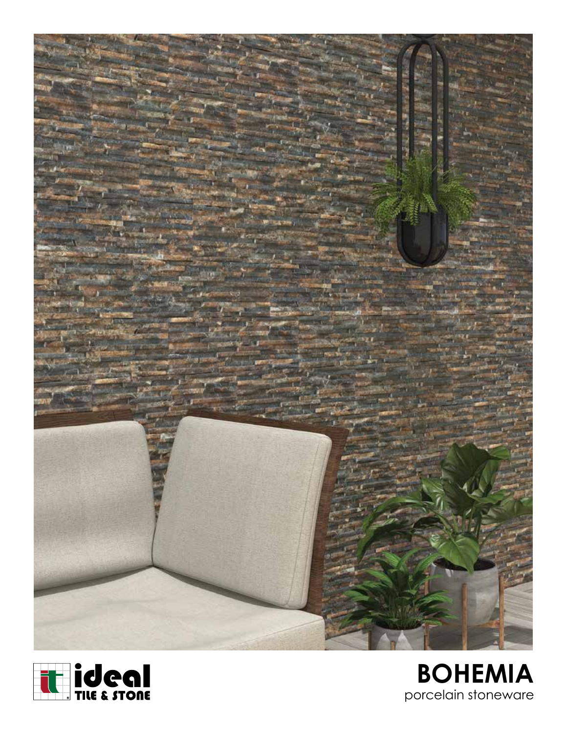ideal TILE & STONE

# BOHEMIA

porcelain stoneware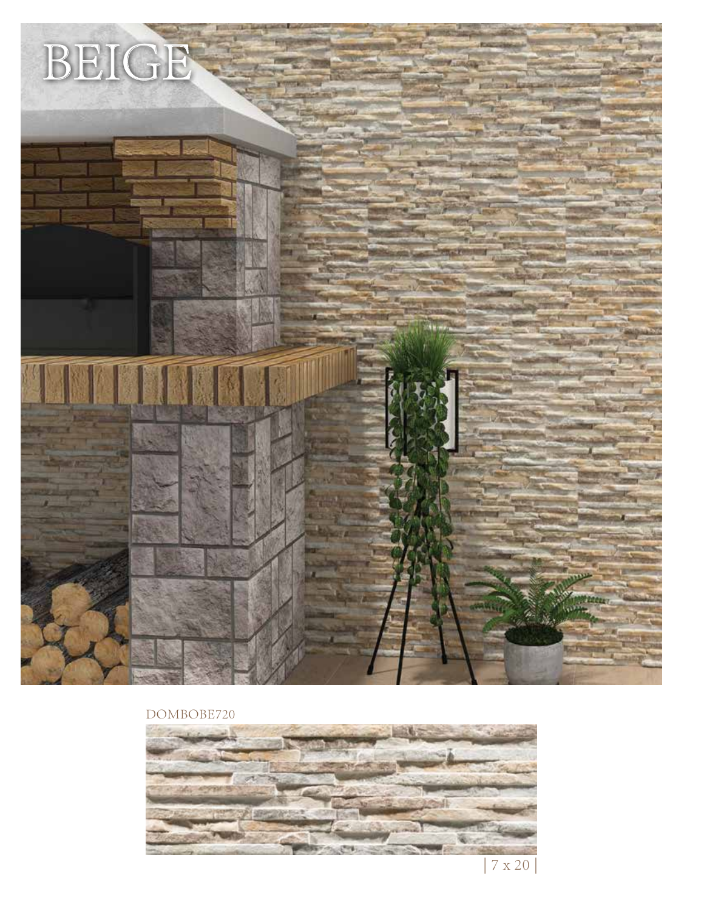# BEIGE

DOMBOBE720

| 7 x 20 |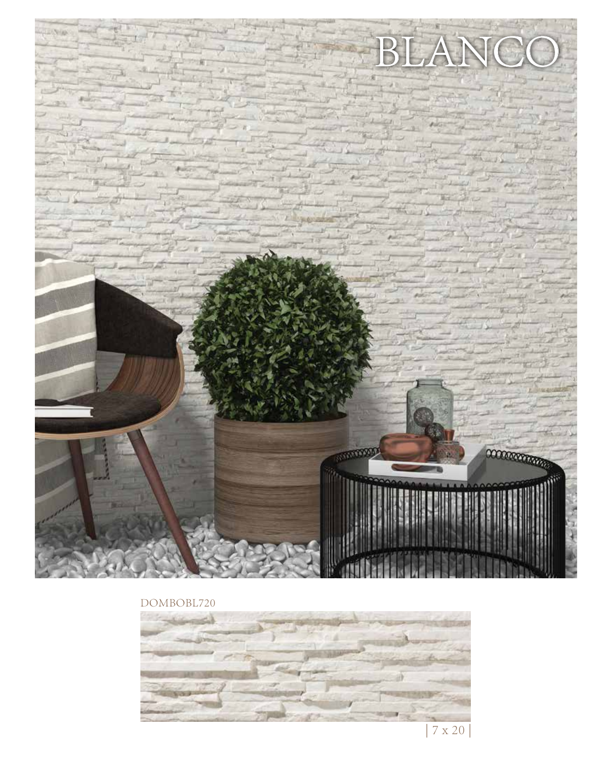# BLANCO

DOMBOBL720

| 7 x 20 |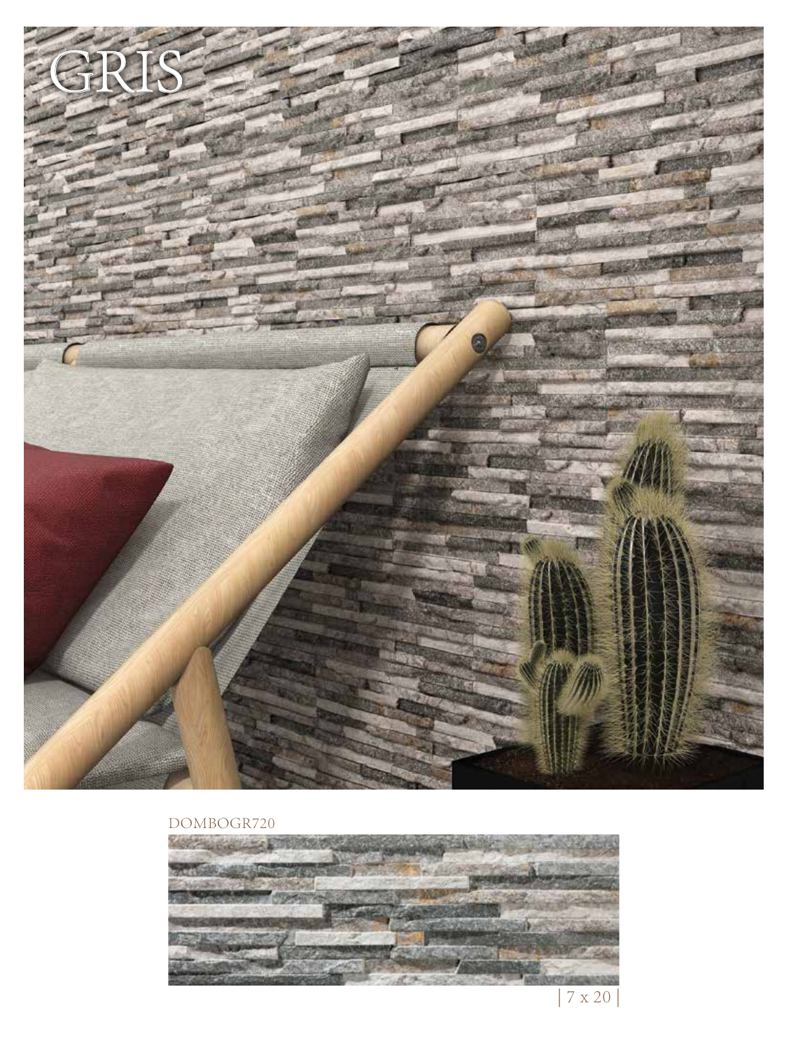# GRIS

DOMBOGR720

| 7 x 20 |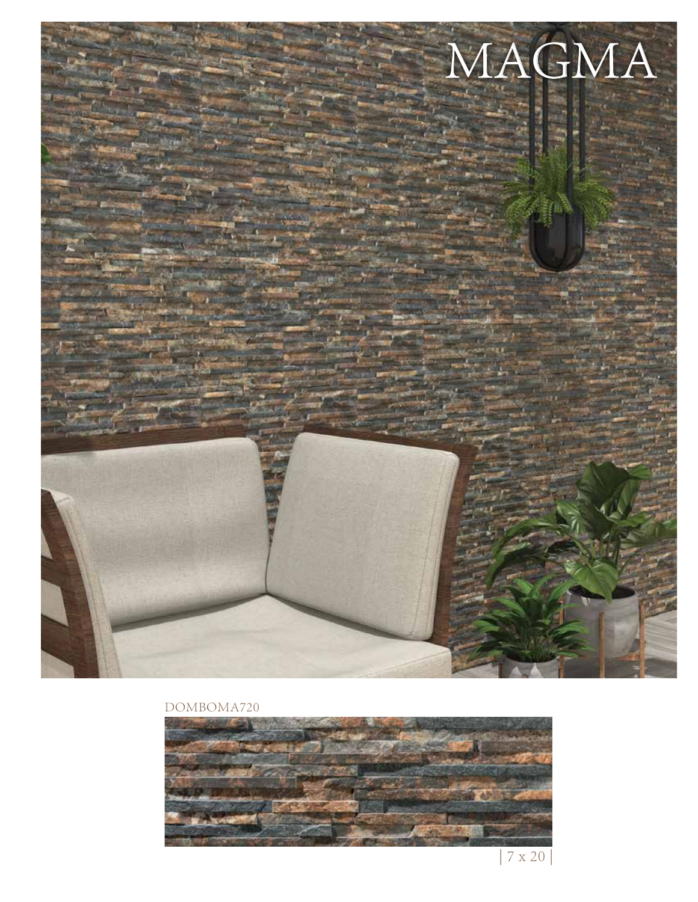# MAGMA

DOMBOMA720

| 7 x 20 |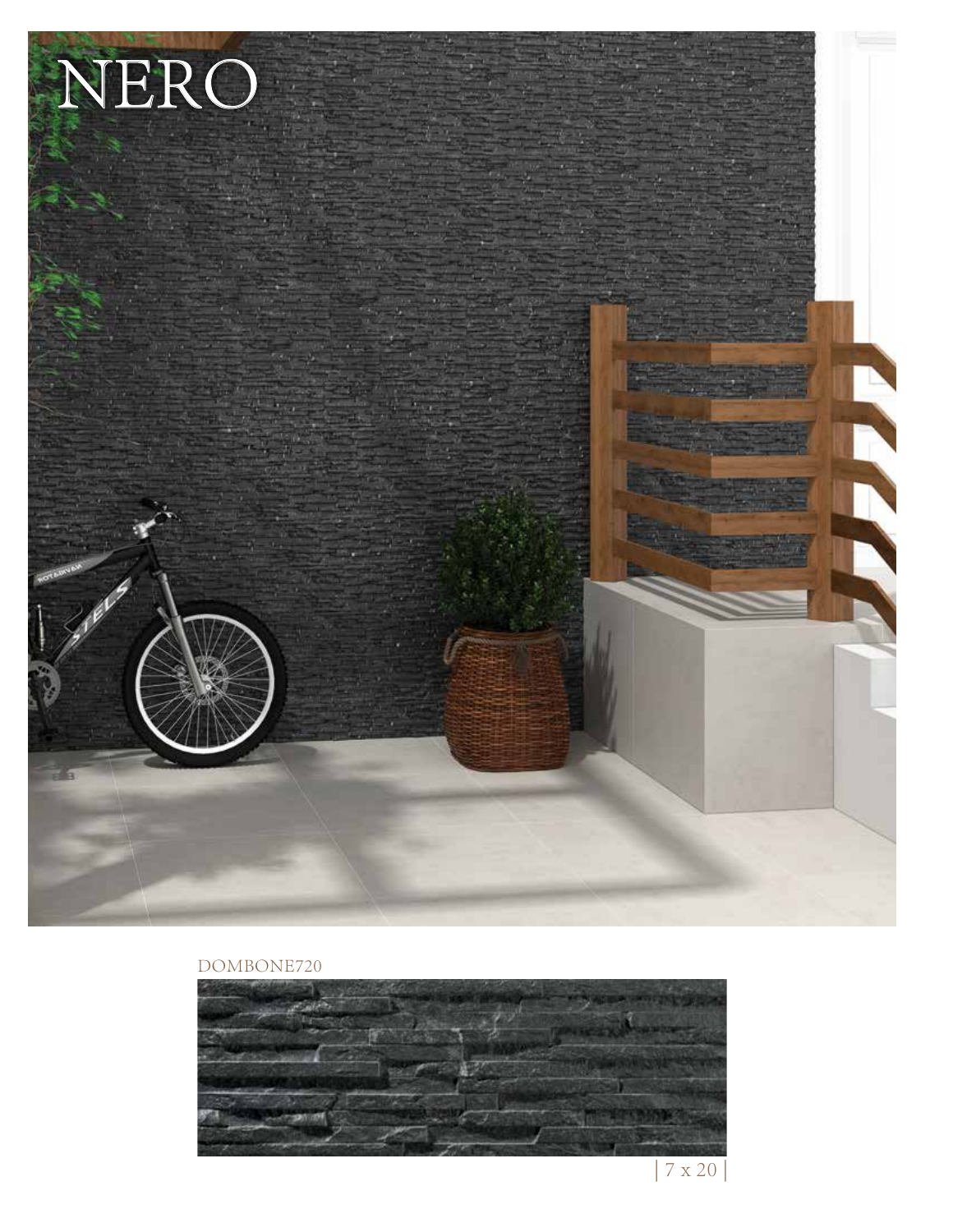# NERO

DOMBONE720

| 7 x 20 |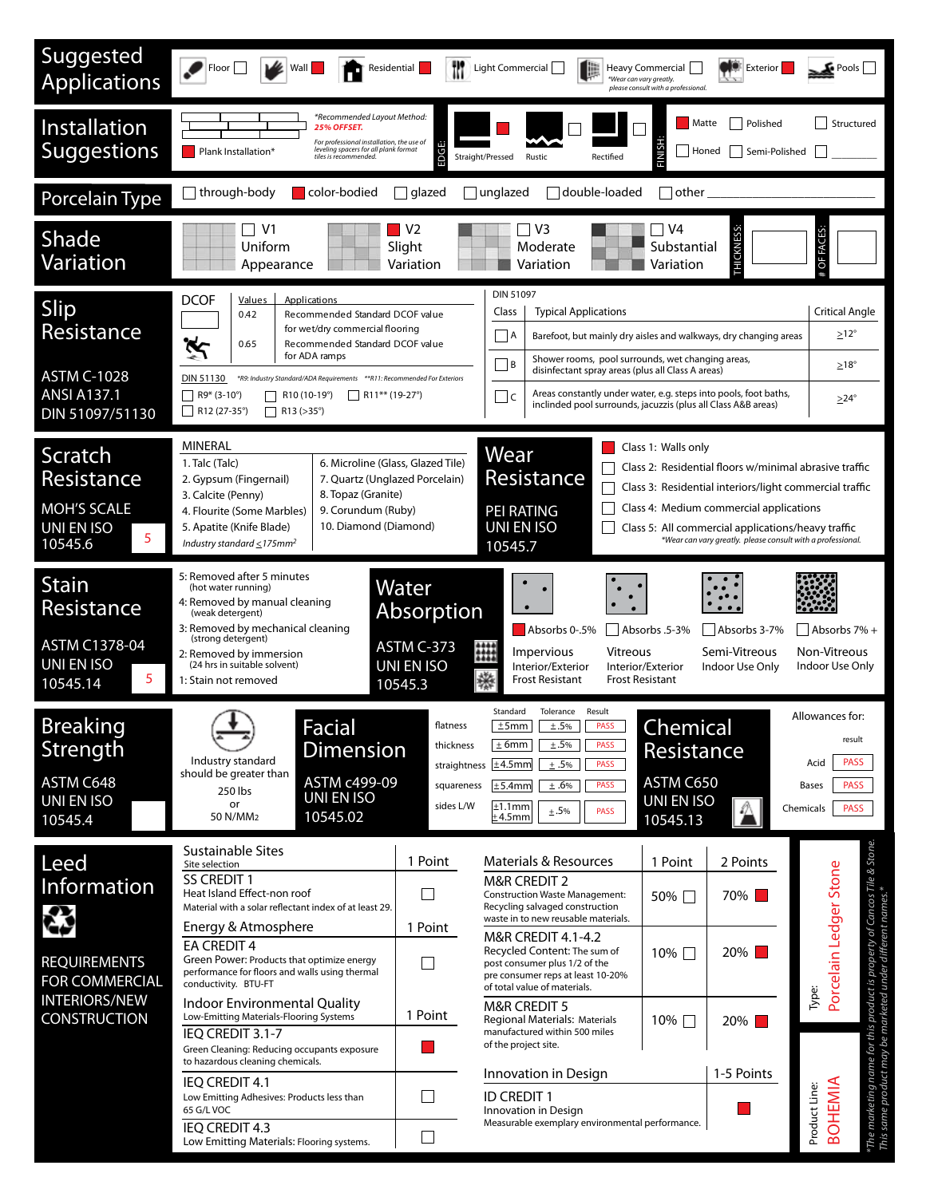## Suggested Applications

| Floor | Wall | Residential | Light Commercial | Heavy Commercial | Exterior | Pools |
|---|---|---|---|---|---|---|
| ☐ | ■ | ■ | ☐ | ☐ | ■ | ☐ |

*Wear can vary greatly. please consult with a professional.

## Installation Suggestions

■ Plank Installation*

*Recommended Layout Method: **25% OFFSET.**

For professional installation, the use of leveling spacers for all plank format tiles is recommended.

EDGE: Straight/Pressed ■ | Rustic ☐ | Rectified ☐

FINISH: ■ Matte | ☐ Polished | ☐ Structured | ☐ Honed | ☐ Semi-Polished | ☐ ________

## Porcelain Type

☐ through-body ■ color-bodied ☐ glazed ☐ unglazed ☐ double-loaded ☐ other ________

## Shade Variation

| V1 Uniform Appearance | V2 Slight Variation | V3 Moderate Variation | V4 Substantial Variation | THICKNESS: | # OF FACES: |
|---|---|---|---|---|---|
| ☐ | ■ | ☐ | ☐ | | |

## Slip Resistance

ASTM C-1028
ANSI A137.1
DIN 51097/51130

| DCOF | Values | Applications |
|---|---|---|
| | 0.42 | Recommended Standard DCOF value for wet/dry commercial flooring |
| | 0.65 | Recommended Standard DCOF value for ADA ramps |

DIN 51130 *R9: Industry Standard/ADA Requirements **R11: Recommended For Exteriors

☐ R9* (3-10°) ☐ R10 (10-19°) ☐ R11** (19-27°)
☐ R12 (27-35°) ☐ R13 (>35°)

DIN 51097

| Class | Typical Applications | Critical Angle |
|---|---|---|
| ☐ A | Barefoot, but mainly dry aisles and walkways, dry changing areas | ≥12° |
| ☐ B | Shower rooms, pool surrounds, wet changing areas, disinfectant spray areas (plus all Class A areas) | ≥18° |
| ☐ C | Areas constantly under water, e.g. steps into pools, foot baths, inclined pool surrounds, jacuzzis (plus all Class A&B areas) | ≥24° |

## Scratch Resistance

MOH'S SCALE
UNI EN ISO 10545.6 — **5**

MINERAL

| | |
|---|---|
| 1. Talc (Talc) | 6. Microline (Glass, Glazed Tile) |
| 2. Gypsum (Fingernail) | 7. Quartz (Unglazed Porcelain) |
| 3. Calcite (Penny) | 8. Topaz (Granite) |
| 4. Flourite (Some Marbles) | 9. Corundum (Ruby) |
| 5. Apatite (Knife Blade) | 10. Diamond (Diamond) |

*Industry standard ≤175mm²*

## Wear Resistance

PEI RATING
UNI EN ISO 10545.7

■ Class 1: Walls only
☐ Class 2: Residential floors w/minimal abrasive traffic
☐ Class 3: Residential interiors/light commercial traffic
☐ Class 4: Medium commercial applications
☐ Class 5: All commercial applications/heavy traffic

*Wear can vary greatly. please consult with a professional.

## Stain Resistance

ASTM C1378-04
UNI EN ISO 10545.14 — **5**

5: Removed after 5 minutes (hot water running)
4: Removed by manual cleaning (weak detergent)
3: Removed by mechanical cleaning (strong detergent)
2: Removed by immersion (24 hrs in suitable solvent)
1: Stain not removed

## Water Absorption

ASTM C-373
UNI EN ISO 10545.3

| ■ Absorbs 0-.5% | ☐ Absorbs .5-3% | ☐ Absorbs 3-7% | ☐ Absorbs 7% + |
|---|---|---|---|
| Impervious | Vitreous | Semi-Vitreous | Non-Vitreous |
| Interior/Exterior Frost Resistant | Interior/Exterior Frost Resistant | Indoor Use Only | Indoor Use Only |

## Breaking Strength

ASTM C648
UNI EN ISO 10545.4

Industry standard should be greater than 250 lbs or 50 N/MM2

## Facial Dimension

ASTM c499-09
UNI EN ISO 10545.02

| | Standard | Tolerance | Result |
|---|---|---|---|
| flatness | ±5mm | ±.5% | PASS |
| thickness | ± 6mm | ±.5% | PASS |
| straightness | ±4.5mm | ±.5% | PASS |
| squareness | ±5.4mm | ±.6% | PASS |
| sides L/W | ±1.1mm ±4.5mm | ±.5% | PASS |

## Chemical Resistance

ASTM C650
UNI EN ISO 10545.13

| Allowances for: | result |
|---|---|
| Acid | PASS |
| Bases | PASS |
| Chemicals | PASS |

## Leed Information

REQUIREMENTS FOR COMMERCIAL INTERIORS/NEW CONSTRUCTION

| Sustainable Sites (Site selection) | 1 Point |
|---|---|
| **SS CREDIT 1** Heat Island Effect-non roof. Material with a solar reflectant index of at least 29. | ☐ |
| **Energy & Atmosphere** | 1 Point |
| **EA CREDIT 4** Green Power: Products that optimize energy performance for floors and walls using thermal conductivity. BTU-FT | ☐ |
| **Indoor Environmental Quality** (Low-Emitting Materials-Flooring Systems) | 1 Point |
| **IEQ CREDIT 3.1-7** Green Cleaning: Reducing occupants exposure to hazardous cleaning chemicals. | ■ |
| **IEQ CREDIT 4.1** Low Emitting Adhesives: Products less than 65 G/L VOC | ☐ |
| **IEQ CREDIT 4.3** Low Emitting Materials: Flooring systems. | ☐ |

| Materials & Resources | 1 Point | 2 Points |
|---|---|---|
| **M&R CREDIT 2** Construction Waste Management: Recycling salvaged construction waste in to new reusable materials. | 50% ☐ | 70% ■ |
| **M&R CREDIT 4.1-4.2** Recycled Content: The sum of post consumer plus 1/2 of the pre consumer reps at least 10-20% of total value of materials. | 10% ☐ | 20% ■ |
| **M&R CREDIT 5** Regional Materials: Materials manufactured within 500 miles of the project site. | 10% ☐ | 20% ■ |

| Innovation in Design | 1-5 Points |
|---|---|
| **ID CREDIT 1** Innovation in Design. Measurable exemplary environmental performance. | ■ |

Type: Porcelain Ledger Stone

Product Line: BOHEMIA

*The marketing name for this product is property of Cancos Tile & Stone. This same product may be marketed under different names.*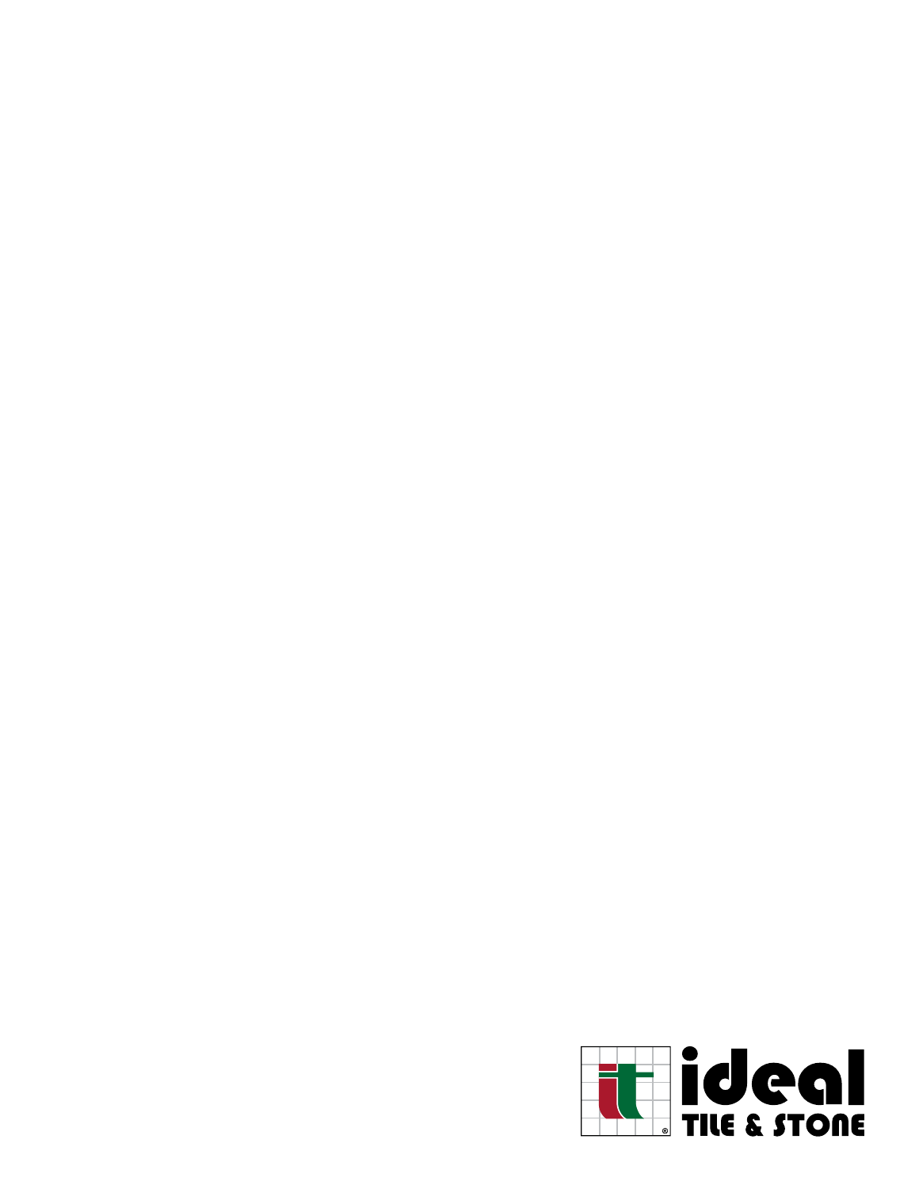ideal
TILE & STONE